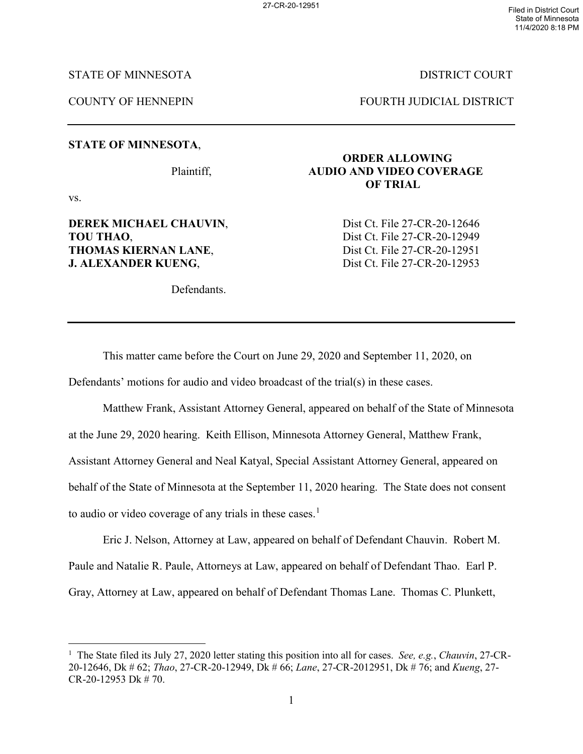STATE OF MINNESOTA | DISTRICT COURT

COUNTY OF HENNEPIN | FOURTH JUDICIAL DISTRICT

---

**STATE OF MINNESOTA**,

Plaintiff,

vs.

**DEREK MICHAEL CHAUVIN**, Dist Ct. File 27-CR-20-12646
**TOU THAO**, Dist Ct. File 27-CR-20-12949
**THOMAS KIERNAN LANE**, Dist Ct. File 27-CR-20-12951
**J. ALEXANDER KUENG**, Dist Ct. File 27-CR-20-12953

Defendants.

**ORDER ALLOWING AUDIO AND VIDEO COVERAGE OF TRIAL**

---

This matter came before the Court on June 29, 2020 and September 11, 2020, on Defendants' motions for audio and video broadcast of the trial(s) in these cases.

Matthew Frank, Assistant Attorney General, appeared on behalf of the State of Minnesota at the June 29, 2020 hearing. Keith Ellison, Minnesota Attorney General, Matthew Frank, Assistant Attorney General and Neal Katyal, Special Assistant Attorney General, appeared on behalf of the State of Minnesota at the September 11, 2020 hearing. The State does not consent to audio or video coverage of any trials in these cases.[1]

Eric J. Nelson, Attorney at Law, appeared on behalf of Defendant Chauvin. Robert M. Paule and Natalie R. Paule, Attorneys at Law, appeared on behalf of Defendant Thao. Earl P. Gray, Attorney at Law, appeared on behalf of Defendant Thomas Lane. Thomas C. Plunkett,

---

[1] The State filed its July 27, 2020 letter stating this position into all for cases. *See, e.g.*, *Chauvin*, 27-CR-20-12646, Dk # 62; *Thao*, 27-CR-20-12949, Dk # 66; *Lane*, 27-CR-2012951, Dk # 76; and *Kueng*, 27-CR-20-12953 Dk # 70.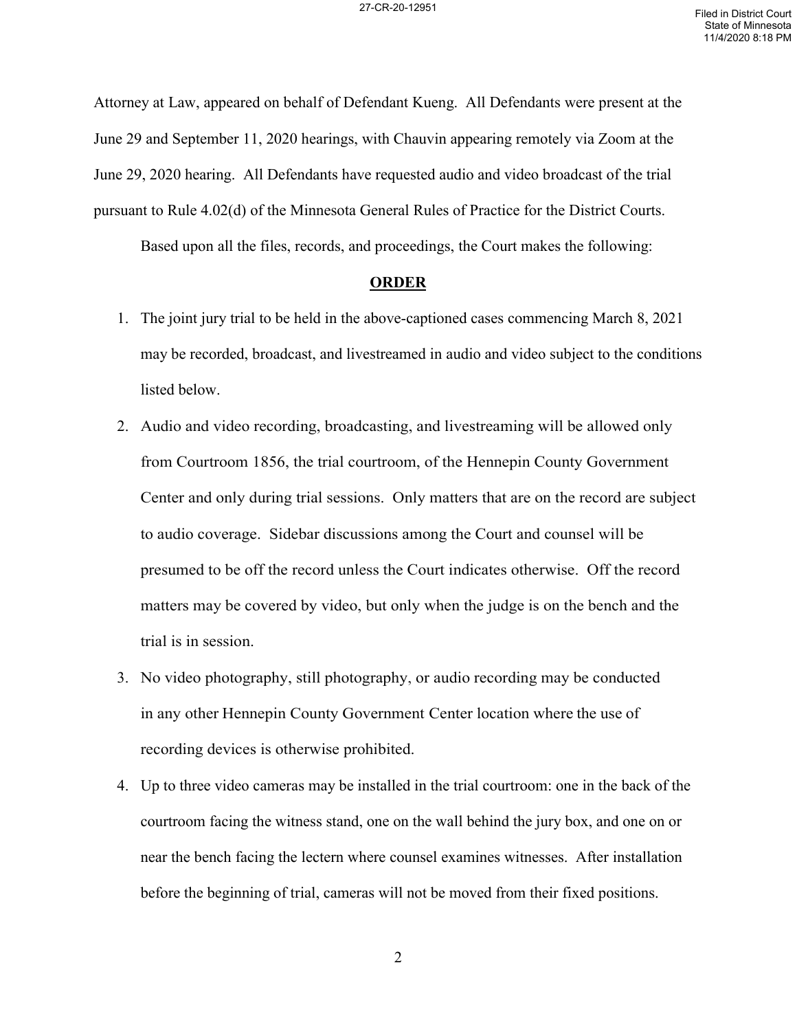Attorney at Law, appeared on behalf of Defendant Kueng. All Defendants were present at the June 29 and September 11, 2020 hearings, with Chauvin appearing remotely via Zoom at the June 29, 2020 hearing. All Defendants have requested audio and video broadcast of the trial pursuant to Rule 4.02(d) of the Minnesota General Rules of Practice for the District Courts.

Based upon all the files, records, and proceedings, the Court makes the following:

## **ORDER**

1. The joint jury trial to be held in the above-captioned cases commencing March 8, 2021 may be recorded, broadcast, and livestreamed in audio and video subject to the conditions listed below.
2. Audio and video recording, broadcasting, and livestreaming will be allowed only from Courtroom 1856, the trial courtroom, of the Hennepin County Government Center and only during trial sessions. Only matters that are on the record are subject to audio coverage. Sidebar discussions among the Court and counsel will be presumed to be off the record unless the Court indicates otherwise. Off the record matters may be covered by video, but only when the judge is on the bench and the trial is in session.
3. No video photography, still photography, or audio recording may be conducted in any other Hennepin County Government Center location where the use of recording devices is otherwise prohibited.
4. Up to three video cameras may be installed in the trial courtroom: one in the back of the courtroom facing the witness stand, one on the wall behind the jury box, and one on or near the bench facing the lectern where counsel examines witnesses. After installation before the beginning of trial, cameras will not be moved from their fixed positions.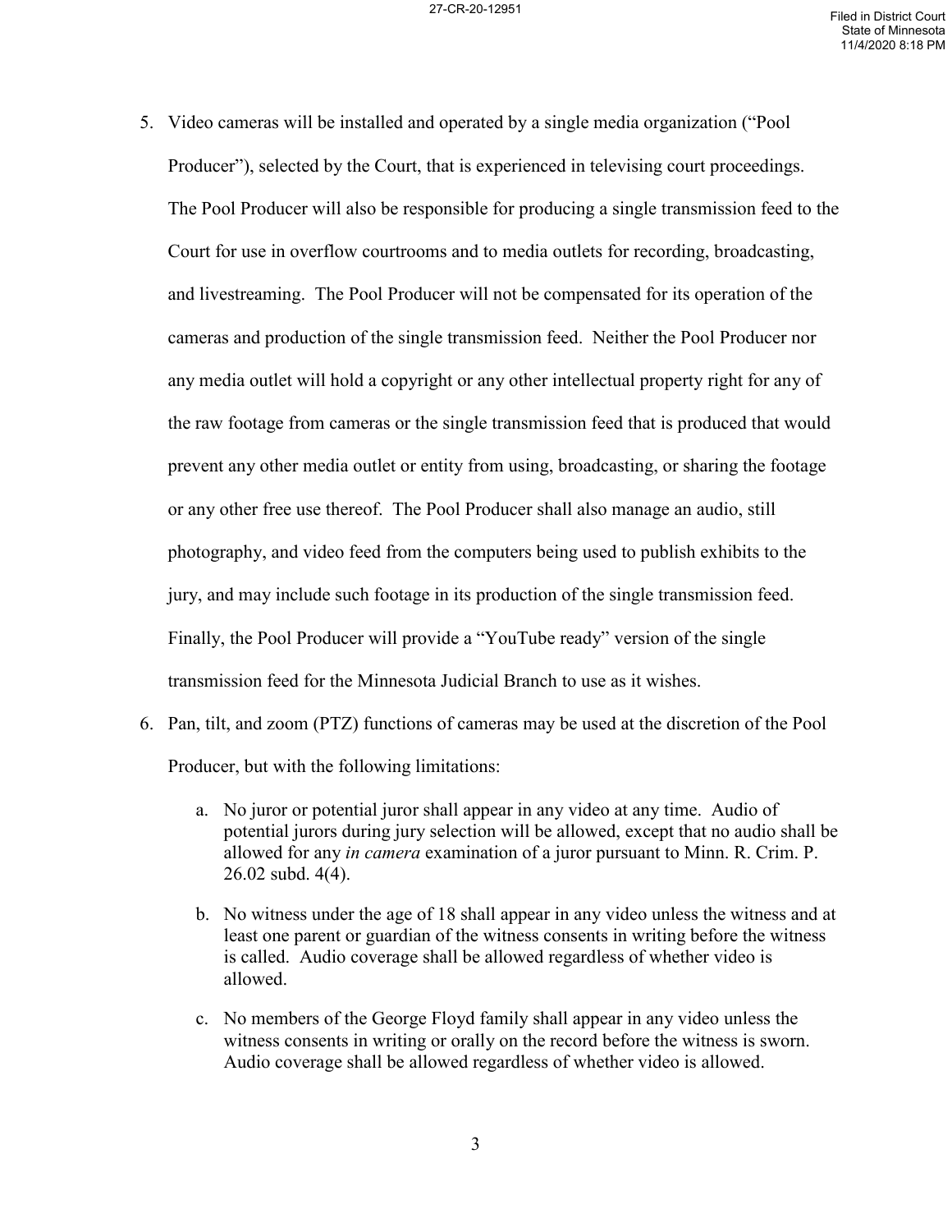5. Video cameras will be installed and operated by a single media organization ("Pool Producer"), selected by the Court, that is experienced in televising court proceedings. The Pool Producer will also be responsible for producing a single transmission feed to the Court for use in overflow courtrooms and to media outlets for recording, broadcasting, and livestreaming. The Pool Producer will not be compensated for its operation of the cameras and production of the single transmission feed. Neither the Pool Producer nor any media outlet will hold a copyright or any other intellectual property right for any of the raw footage from cameras or the single transmission feed that is produced that would prevent any other media outlet or entity from using, broadcasting, or sharing the footage or any other free use thereof. The Pool Producer shall also manage an audio, still photography, and video feed from the computers being used to publish exhibits to the jury, and may include such footage in its production of the single transmission feed. Finally, the Pool Producer will provide a "YouTube ready" version of the single transmission feed for the Minnesota Judicial Branch to use as it wishes.

6. Pan, tilt, and zoom (PTZ) functions of cameras may be used at the discretion of the Pool Producer, but with the following limitations:

   a. No juror or potential juror shall appear in any video at any time. Audio of potential jurors during jury selection will be allowed, except that no audio shall be allowed for any *in camera* examination of a juror pursuant to Minn. R. Crim. P. 26.02 subd. 4(4).

   b. No witness under the age of 18 shall appear in any video unless the witness and at least one parent or guardian of the witness consents in writing before the witness is called. Audio coverage shall be allowed regardless of whether video is allowed.

   c. No members of the George Floyd family shall appear in any video unless the witness consents in writing or orally on the record before the witness is sworn. Audio coverage shall be allowed regardless of whether video is allowed.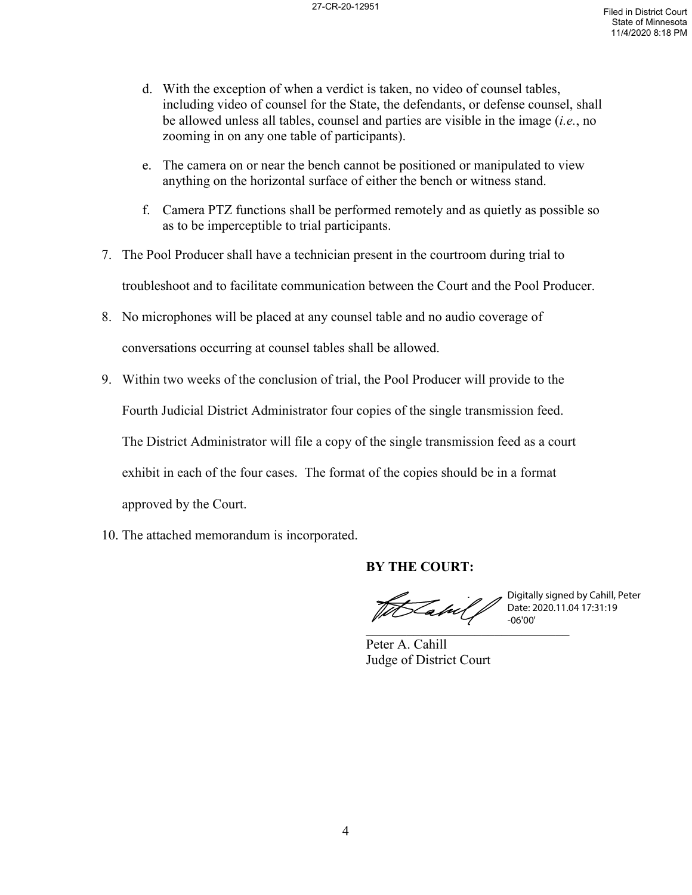d. With the exception of when a verdict is taken, no video of counsel tables, including video of counsel for the State, the defendants, or defense counsel, shall be allowed unless all tables, counsel and parties are visible in the image (*i.e.*, no zooming in on any one table of participants).

e. The camera on or near the bench cannot be positioned or manipulated to view anything on the horizontal surface of either the bench or witness stand.

f. Camera PTZ functions shall be performed remotely and as quietly as possible so as to be imperceptible to trial participants.

7. The Pool Producer shall have a technician present in the courtroom during trial to troubleshoot and to facilitate communication between the Court and the Pool Producer.

8. No microphones will be placed at any counsel table and no audio coverage of conversations occurring at counsel tables shall be allowed.

9. Within two weeks of the conclusion of trial, the Pool Producer will provide to the Fourth Judicial District Administrator four copies of the single transmission feed. The District Administrator will file a copy of the single transmission feed as a court exhibit in each of the four cases. The format of the copies should be in a format approved by the Court.

10. The attached memorandum is incorporated.

**BY THE COURT:**

Digitally signed by Cahill, Peter
Date: 2020.11.04 17:31:19
-06'00'

Peter A. Cahill
Judge of District Court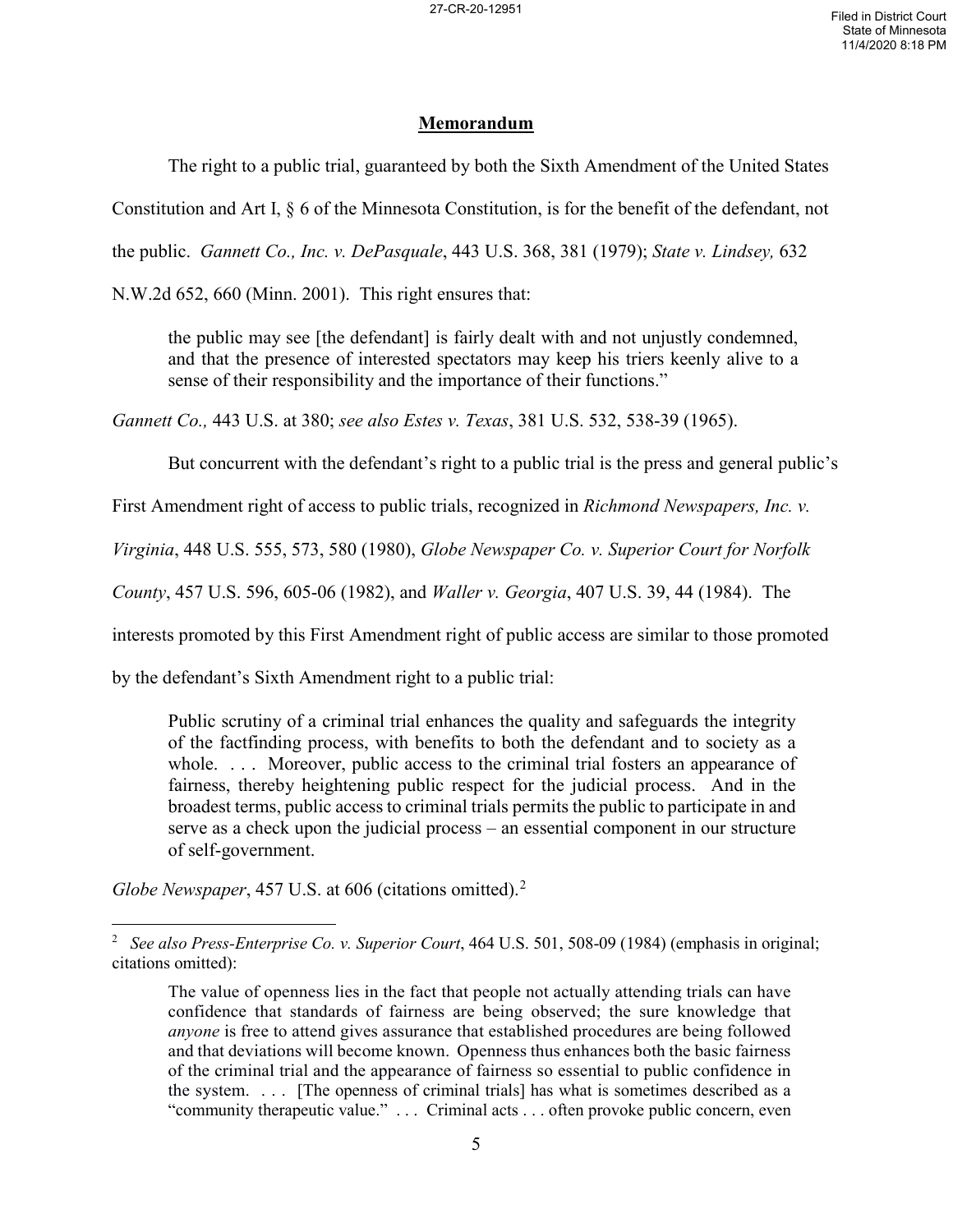## Memorandum

The right to a public trial, guaranteed by both the Sixth Amendment of the United States Constitution and Art I, § 6 of the Minnesota Constitution, is for the benefit of the defendant, not the public. *Gannett Co., Inc. v. DePasquale*, 443 U.S. 368, 381 (1979); *State v. Lindsey,* 632 N.W.2d 652, 660 (Minn. 2001). This right ensures that:

> the public may see [the defendant] is fairly dealt with and not unjustly condemned, and that the presence of interested spectators may keep his triers keenly alive to a sense of their responsibility and the importance of their functions."

*Gannett Co.,* 443 U.S. at 380; *see also Estes v. Texas*, 381 U.S. 532, 538-39 (1965).

But concurrent with the defendant's right to a public trial is the press and general public's First Amendment right of access to public trials, recognized in *Richmond Newspapers, Inc. v. Virginia*, 448 U.S. 555, 573, 580 (1980), *Globe Newspaper Co. v. Superior Court for Norfolk County*, 457 U.S. 596, 605-06 (1982), and *Waller v. Georgia*, 407 U.S. 39, 44 (1984). The interests promoted by this First Amendment right of public access are similar to those promoted by the defendant's Sixth Amendment right to a public trial:

> Public scrutiny of a criminal trial enhances the quality and safeguards the integrity of the factfinding process, with benefits to both the defendant and to society as a whole. . . . Moreover, public access to the criminal trial fosters an appearance of fairness, thereby heightening public respect for the judicial process. And in the broadest terms, public access to criminal trials permits the public to participate in and serve as a check upon the judicial process – an essential component in our structure of self-government.

*Globe Newspaper*, 457 U.S. at 606 (citations omitted).[2]

---

[2] *See also Press-Enterprise Co. v. Superior Court*, 464 U.S. 501, 508-09 (1984) (emphasis in original; citations omitted):

> The value of openness lies in the fact that people not actually attending trials can have confidence that standards of fairness are being observed; the sure knowledge that *anyone* is free to attend gives assurance that established procedures are being followed and that deviations will become known. Openness thus enhances both the basic fairness of the criminal trial and the appearance of fairness so essential to public confidence in the system. . . . [The openness of criminal trials] has what is sometimes described as a "community therapeutic value." . . . Criminal acts . . . often provoke public concern, even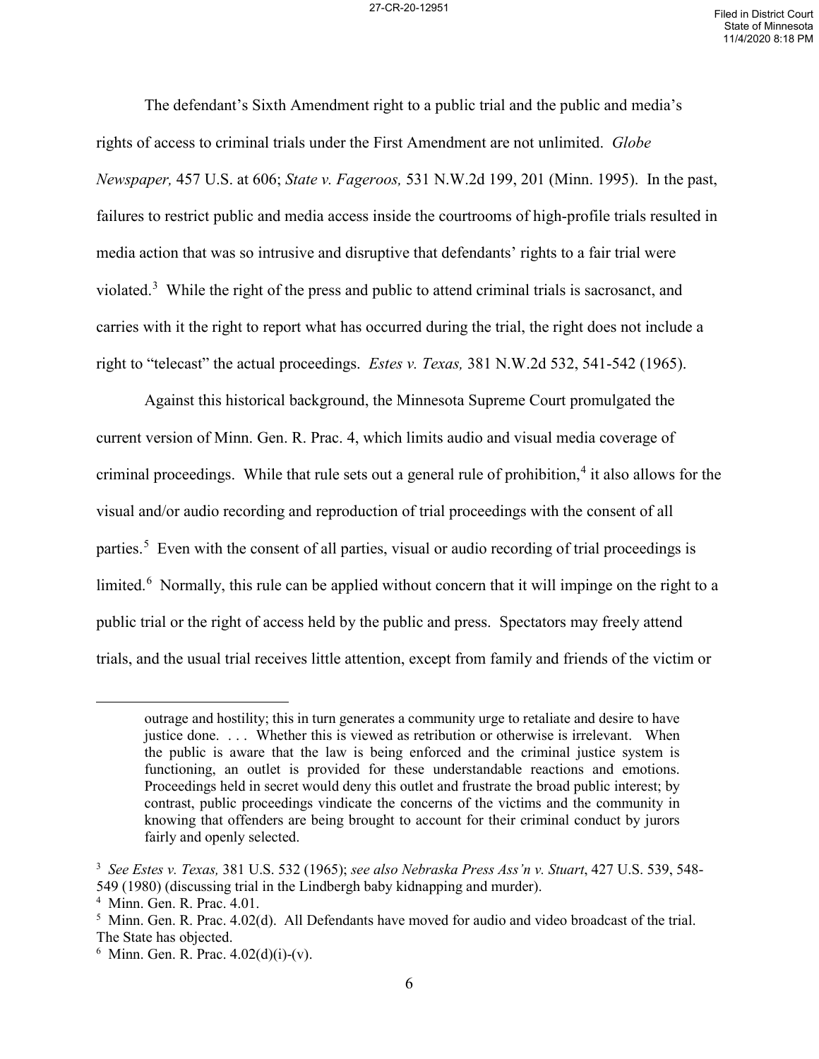The defendant's Sixth Amendment right to a public trial and the public and media's rights of access to criminal trials under the First Amendment are not unlimited. *Globe Newspaper,* 457 U.S. at 606; *State v. Fageroos,* 531 N.W.2d 199, 201 (Minn. 1995). In the past, failures to restrict public and media access inside the courtrooms of high-profile trials resulted in media action that was so intrusive and disruptive that defendants' rights to a fair trial were violated.[3] While the right of the press and public to attend criminal trials is sacrosanct, and carries with it the right to report what has occurred during the trial, the right does not include a right to "telecast" the actual proceedings. *Estes v. Texas,* 381 N.W.2d 532, 541-542 (1965).

Against this historical background, the Minnesota Supreme Court promulgated the current version of Minn. Gen. R. Prac. 4, which limits audio and visual media coverage of criminal proceedings. While that rule sets out a general rule of prohibition,[4] it also allows for the visual and/or audio recording and reproduction of trial proceedings with the consent of all parties.[5] Even with the consent of all parties, visual or audio recording of trial proceedings is limited.[6] Normally, this rule can be applied without concern that it will impinge on the right to a public trial or the right of access held by the public and press. Spectators may freely attend trials, and the usual trial receives little attention, except from family and friends of the victim or

---

> outrage and hostility; this in turn generates a community urge to retaliate and desire to have justice done. . . . Whether this is viewed as retribution or otherwise is irrelevant. When the public is aware that the law is being enforced and the criminal justice system is functioning, an outlet is provided for these understandable reactions and emotions. Proceedings held in secret would deny this outlet and frustrate the broad public interest; by contrast, public proceedings vindicate the concerns of the victims and the community in knowing that offenders are being brought to account for their criminal conduct by jurors fairly and openly selected.

[3] *See Estes v. Texas,* 381 U.S. 532 (1965); *see also Nebraska Press Ass'n v. Stuart*, 427 U.S. 539, 548-549 (1980) (discussing trial in the Lindbergh baby kidnapping and murder).

[4] Minn. Gen. R. Prac. 4.01.

[5] Minn. Gen. R. Prac. 4.02(d). All Defendants have moved for audio and video broadcast of the trial. The State has objected.

[6] Minn. Gen. R. Prac. 4.02(d)(i)-(v).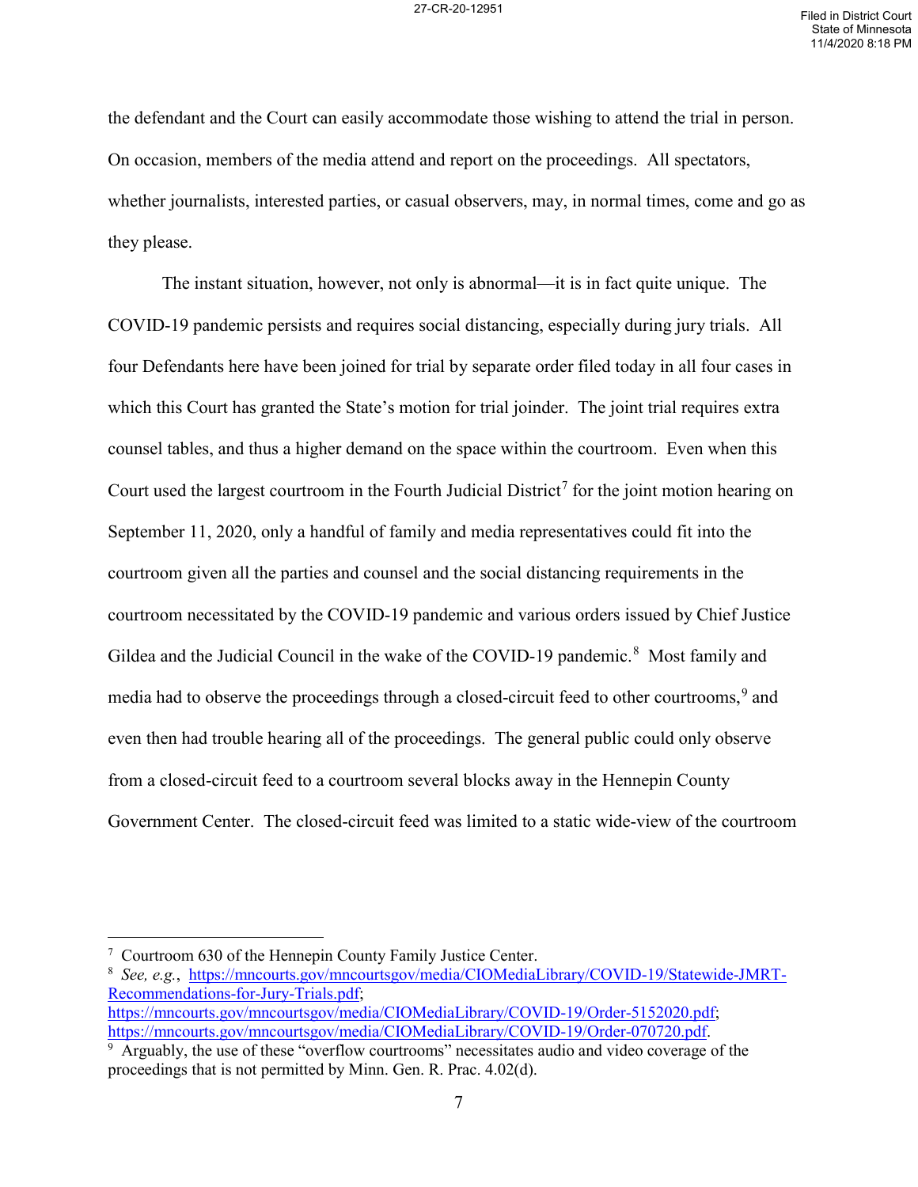the defendant and the Court can easily accommodate those wishing to attend the trial in person. On occasion, members of the media attend and report on the proceedings. All spectators, whether journalists, interested parties, or casual observers, may, in normal times, come and go as they please.

The instant situation, however, not only is abnormal—it is in fact quite unique. The COVID-19 pandemic persists and requires social distancing, especially during jury trials. All four Defendants here have been joined for trial by separate order filed today in all four cases in which this Court has granted the State's motion for trial joinder. The joint trial requires extra counsel tables, and thus a higher demand on the space within the courtroom. Even when this Court used the largest courtroom in the Fourth Judicial District[7] for the joint motion hearing on September 11, 2020, only a handful of family and media representatives could fit into the courtroom given all the parties and counsel and the social distancing requirements in the courtroom necessitated by the COVID-19 pandemic and various orders issued by Chief Justice Gildea and the Judicial Council in the wake of the COVID-19 pandemic.[8] Most family and media had to observe the proceedings through a closed-circuit feed to other courtrooms,[9] and even then had trouble hearing all of the proceedings. The general public could only observe from a closed-circuit feed to a courtroom several blocks away in the Hennepin County Government Center. The closed-circuit feed was limited to a static wide-view of the courtroom

---

[7] Courtroom 630 of the Hennepin County Family Justice Center.

[8] *See, e.g.*, https://mncourts.gov/mncourtsgov/media/CIOMediaLibrary/COVID-19/Statewide-JMRT-Recommendations-for-Jury-Trials.pdf; https://mncourts.gov/mncourtsgov/media/CIOMediaLibrary/COVID-19/Order-5152020.pdf; https://mncourts.gov/mncourtsgov/media/CIOMediaLibrary/COVID-19/Order-070720.pdf.

[9] Arguably, the use of these "overflow courtrooms" necessitates audio and video coverage of the proceedings that is not permitted by Minn. Gen. R. Prac. 4.02(d).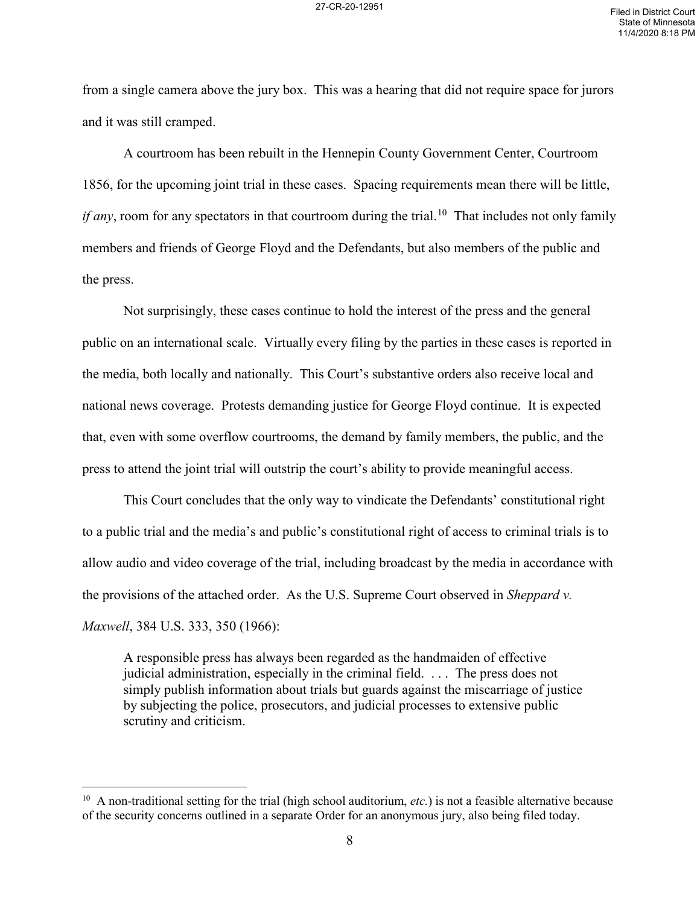from a single camera above the jury box. This was a hearing that did not require space for jurors and it was still cramped.

A courtroom has been rebuilt in the Hennepin County Government Center, Courtroom 1856, for the upcoming joint trial in these cases. Spacing requirements mean there will be little, *if any*, room for any spectators in that courtroom during the trial.[10] That includes not only family members and friends of George Floyd and the Defendants, but also members of the public and the press.

Not surprisingly, these cases continue to hold the interest of the press and the general public on an international scale. Virtually every filing by the parties in these cases is reported in the media, both locally and nationally. This Court's substantive orders also receive local and national news coverage. Protests demanding justice for George Floyd continue. It is expected that, even with some overflow courtrooms, the demand by family members, the public, and the press to attend the joint trial will outstrip the court's ability to provide meaningful access.

This Court concludes that the only way to vindicate the Defendants' constitutional right to a public trial and the media's and public's constitutional right of access to criminal trials is to allow audio and video coverage of the trial, including broadcast by the media in accordance with the provisions of the attached order. As the U.S. Supreme Court observed in *Sheppard v. Maxwell*, 384 U.S. 333, 350 (1966):

> A responsible press has always been regarded as the handmaiden of effective judicial administration, especially in the criminal field. . . . The press does not simply publish information about trials but guards against the miscarriage of justice by subjecting the police, prosecutors, and judicial processes to extensive public scrutiny and criticism.

---

[10] A non-traditional setting for the trial (high school auditorium, *etc.*) is not a feasible alternative because of the security concerns outlined in a separate Order for an anonymous jury, also being filed today.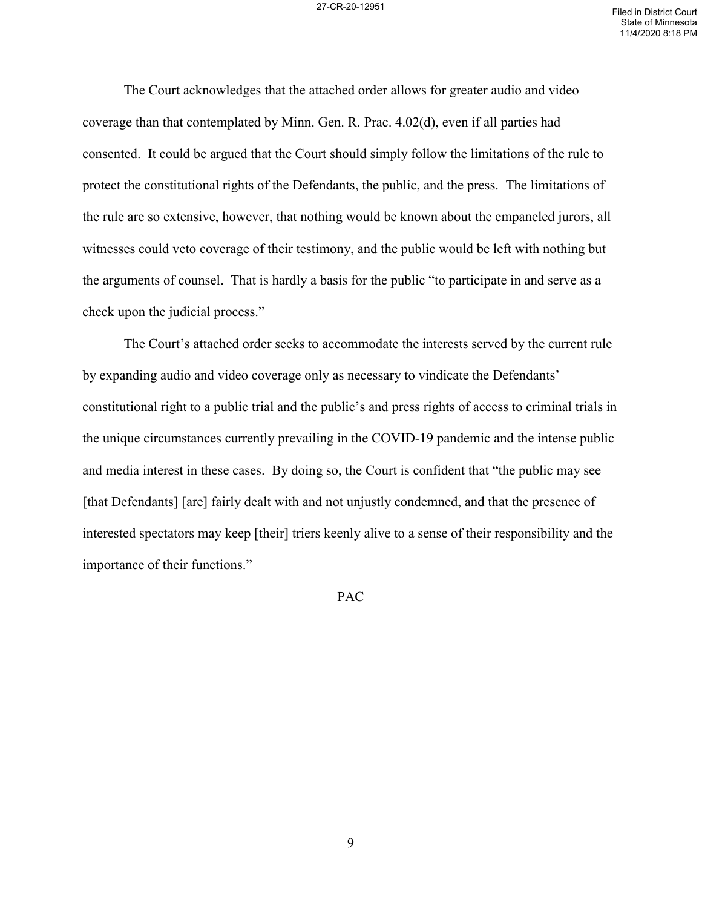The Court acknowledges that the attached order allows for greater audio and video coverage than that contemplated by Minn. Gen. R. Prac. 4.02(d), even if all parties had consented. It could be argued that the Court should simply follow the limitations of the rule to protect the constitutional rights of the Defendants, the public, and the press. The limitations of the rule are so extensive, however, that nothing would be known about the empaneled jurors, all witnesses could veto coverage of their testimony, and the public would be left with nothing but the arguments of counsel. That is hardly a basis for the public "to participate in and serve as a check upon the judicial process."

The Court's attached order seeks to accommodate the interests served by the current rule by expanding audio and video coverage only as necessary to vindicate the Defendants' constitutional right to a public trial and the public's and press rights of access to criminal trials in the unique circumstances currently prevailing in the COVID-19 pandemic and the intense public and media interest in these cases. By doing so, the Court is confident that "the public may see [that Defendants] [are] fairly dealt with and not unjustly condemned, and that the presence of interested spectators may keep [their] triers keenly alive to a sense of their responsibility and the importance of their functions."

PAC